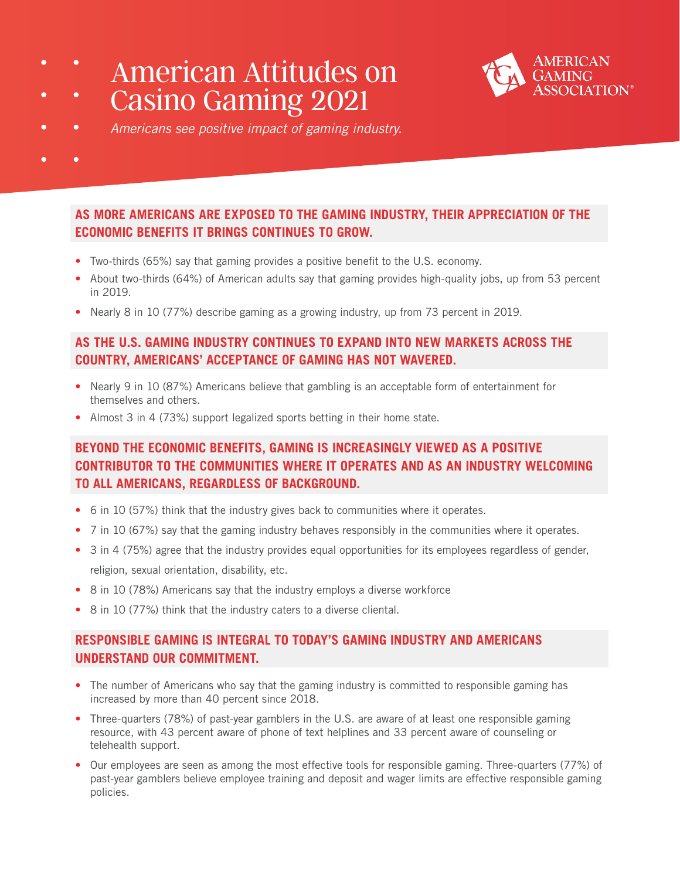# American Attitudes on Casino Gaming 2021

AMERICAN GAMING ASSOCIATION®

*Americans see positive impact of gaming industry.*

## AS MORE AMERICANS ARE EXPOSED TO THE GAMING INDUSTRY, THEIR APPRECIATION OF THE ECONOMIC BENEFITS IT BRINGS CONTINUES TO GROW.

- Two-thirds (65%) say that gaming provides a positive benefit to the U.S. economy.
- About two-thirds (64%) of American adults say that gaming provides high-quality jobs, up from 53 percent in 2019.
- Nearly 8 in 10 (77%) describe gaming as a growing industry, up from 73 percent in 2019.

## AS THE U.S. GAMING INDUSTRY CONTINUES TO EXPAND INTO NEW MARKETS ACROSS THE COUNTRY, AMERICANS' ACCEPTANCE OF GAMING HAS NOT WAVERED.

- Nearly 9 in 10 (87%) Americans believe that gambling is an acceptable form of entertainment for themselves and others.
- Almost 3 in 4 (73%) support legalized sports betting in their home state.

## BEYOND THE ECONOMIC BENEFITS, GAMING IS INCREASINGLY VIEWED AS A POSITIVE CONTRIBUTOR TO THE COMMUNITIES WHERE IT OPERATES AND AS AN INDUSTRY WELCOMING TO ALL AMERICANS, REGARDLESS OF BACKGROUND.

- 6 in 10 (57%) think that the industry gives back to communities where it operates.
- 7 in 10 (67%) say that the gaming industry behaves responsibly in the communities where it operates.
- 3 in 4 (75%) agree that the industry provides equal opportunities for its employees regardless of gender, religion, sexual orientation, disability, etc.
- 8 in 10 (78%) Americans say that the industry employs a diverse workforce
- 8 in 10 (77%) think that the industry caters to a diverse cliental.

## RESPONSIBLE GAMING IS INTEGRAL TO TODAY'S GAMING INDUSTRY AND AMERICANS UNDERSTAND OUR COMMITMENT.

- The number of Americans who say that the gaming industry is committed to responsible gaming has increased by more than 40 percent since 2018.
- Three-quarters (78%) of past-year gamblers in the U.S. are aware of at least one responsible gaming resource, with 43 percent aware of phone of text helplines and 33 percent aware of counseling or telehealth support.
- Our employees are seen as among the most effective tools for responsible gaming. Three-quarters (77%) of past-year gamblers believe employee training and deposit and wager limits are effective responsible gaming policies.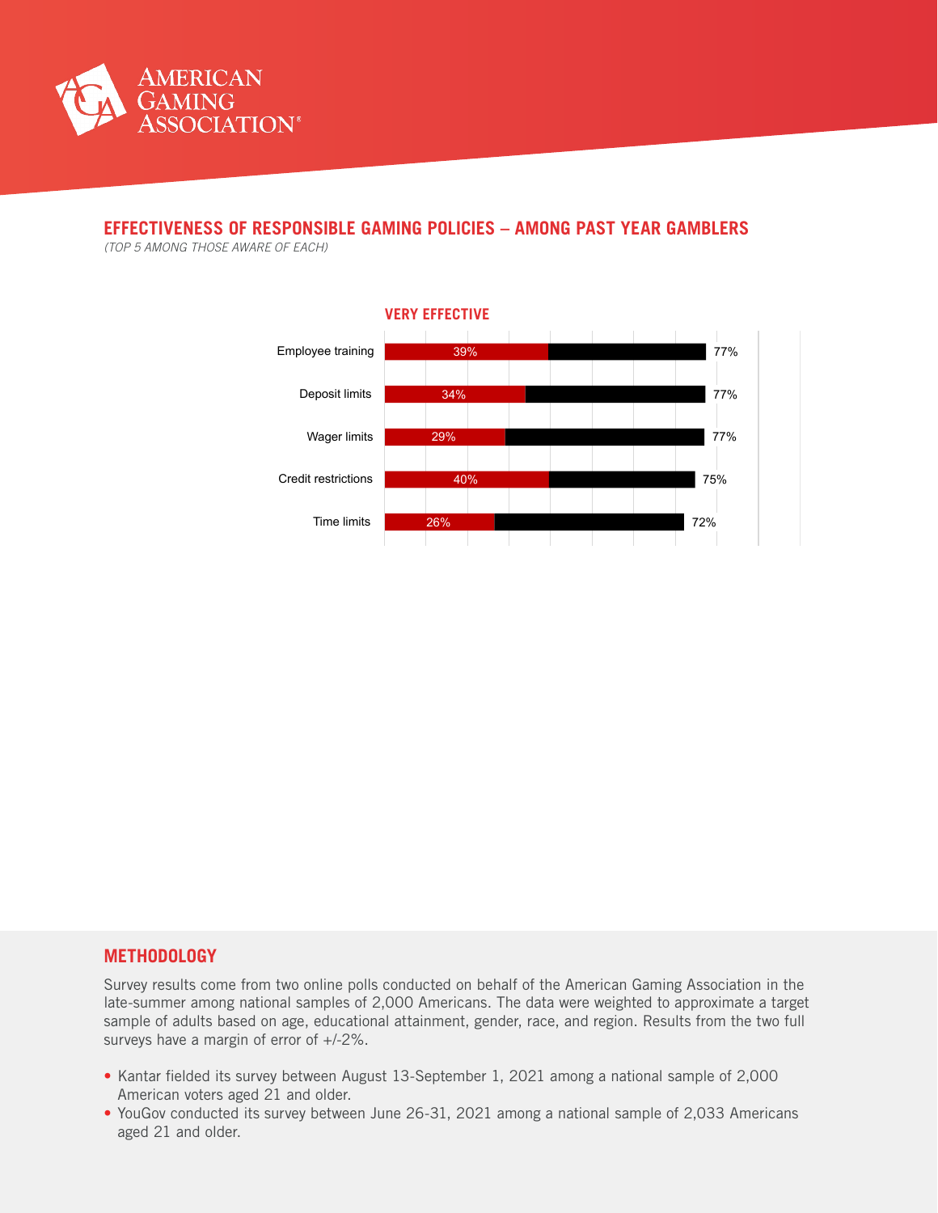## EFFECTIVENESS OF RESPONSIBLE GAMING POLICIES – AMONG PAST YEAR GAMBLERS

*(TOP 5 AMONG THOSE AWARE OF EACH)*

VERY EFFECTIVE

Employee training 39% 77%

Deposit limits 34% 77%

Wager limits 29% 77%

Credit restrictions 40% 75%

Time limits 26% 72%

## METHODOLOGY

Survey results come from two online polls conducted on behalf of the American Gaming Association in the late-summer among national samples of 2,000 Americans. The data were weighted to approximate a target sample of adults based on age, educational attainment, gender, race, and region. Results from the two full surveys have a margin of error of +/-2%.

- Kantar fielded its survey between August 13-September 1, 2021 among a national sample of 2,000 American voters aged 21 and older.
- YouGov conducted its survey between June 26-31, 2021 among a national sample of 2,033 Americans aged 21 and older.